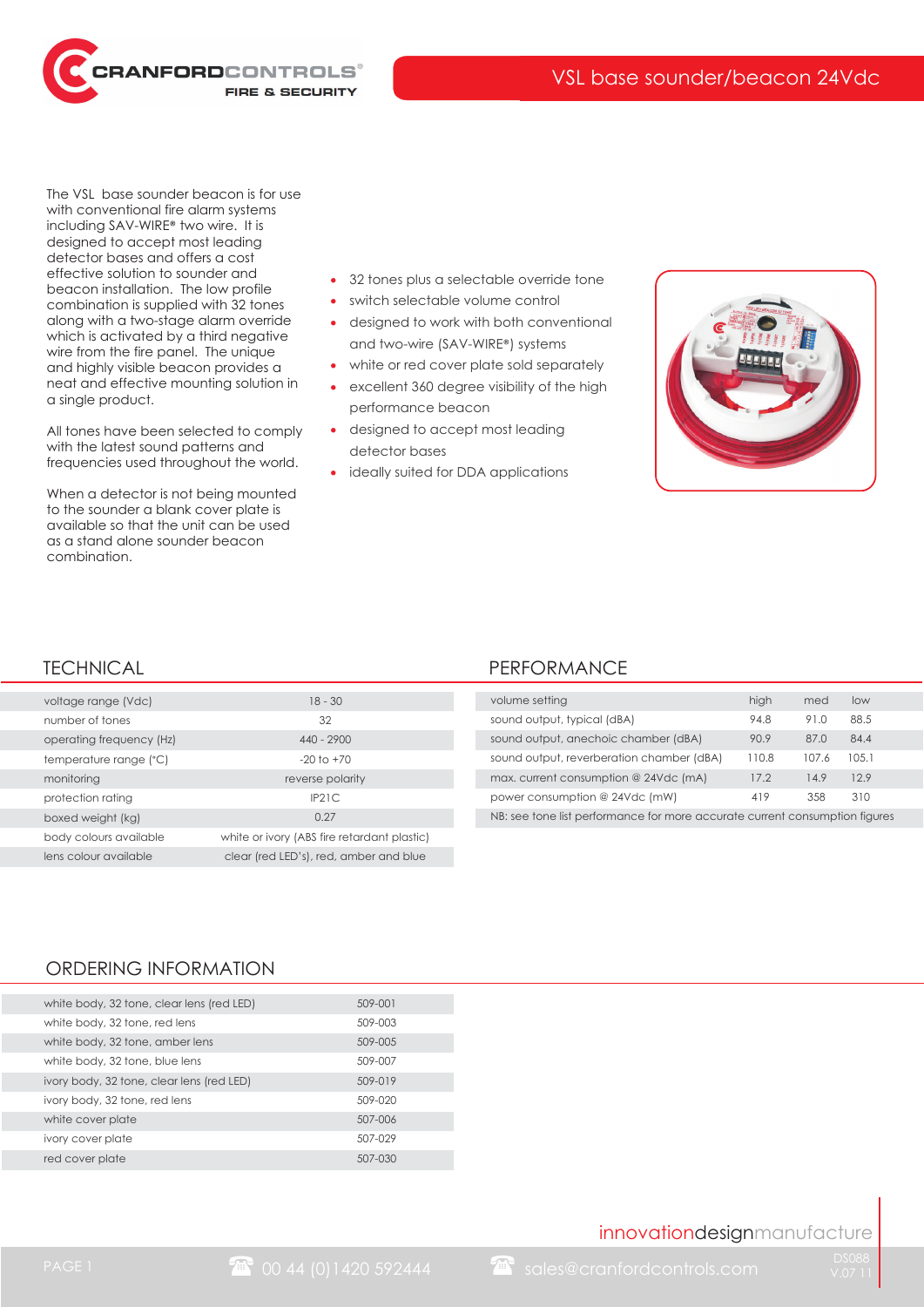# VSL base sounder/beacon 24Vdc

The VSL base sounder beacon is for use with conventional fire alarm systems including SAV-WIRE® two wire. It is designed to accept most leading detector bases and offers a cost effective solution to sounder and beacon installation. The low profile combination is supplied with 32 tones along with a two-stage alarm override which is activated by a third negative wire from the fire panel. The unique and highly visible beacon provides a neat and effective mounting solution in a single product.

All tones have been selected to comply with the latest sound patterns and frequencies used throughout the world.

When a detector is not being mounted to the sounder a blank cover plate is available so that the unit can be used as a stand alone sounder beacon combination.

- 32 tones plus a selectable override tone
- switch selectable volume control
- designed to work with both conventional and two-wire (SAV-WIRE®) systems
- white or red cover plate sold separately
- excellent 360 degree visibility of the high performance beacon
- designed to accept most leading detector bases
- ideally suited for DDA applications

## TECHNICAL

| | |
|---|---|
| voltage range (Vdc) | 18 - 30 |
| number of tones | 32 |
| operating frequency (Hz) | 440 - 2900 |
| temperature range (°C) | -20 to +70 |
| monitoring | reverse polarity |
| protection rating | IP21C |
| boxed weight (kg) | 0.27 |
| body colours available | white or ivory (ABS fire retardant plastic) |
| lens colour available | clear (red LED's), red, amber and blue |

## PERFORMANCE

| volume setting | high | med | low |
|---|---|---|---|
| sound output, typical (dBA) | 94.8 | 91.0 | 88.5 |
| sound output, anechoic chamber (dBA) | 90.9 | 87.0 | 84.4 |
| sound output, reverberation chamber (dBA) | 110.8 | 107.6 | 105.1 |
| max. current consumption @ 24Vdc (mA) | 17.2 | 14.9 | 12.9 |
| power consumption @ 24Vdc (mW) | 419 | 358 | 310 |

NB: see tone list performance for more accurate current consumption figures

## ORDERING INFORMATION

| | |
|---|---|
| white body, 32 tone, clear lens (red LED) | 509-001 |
| white body, 32 tone, red lens | 509-003 |
| white body, 32 tone, amber lens | 509-005 |
| white body, 32 tone, blue lens | 509-007 |
| ivory body, 32 tone, clear lens (red LED) | 509-019 |
| ivory body, 32 tone, red lens | 509-020 |
| white cover plate | 507-006 |
| ivory cover plate | 507-029 |
| red cover plate | 507-030 |

innovationdesignmanufacture

00 44 (0)1420 592444 sales@cranfordcontrols.com

DS088 V.07 11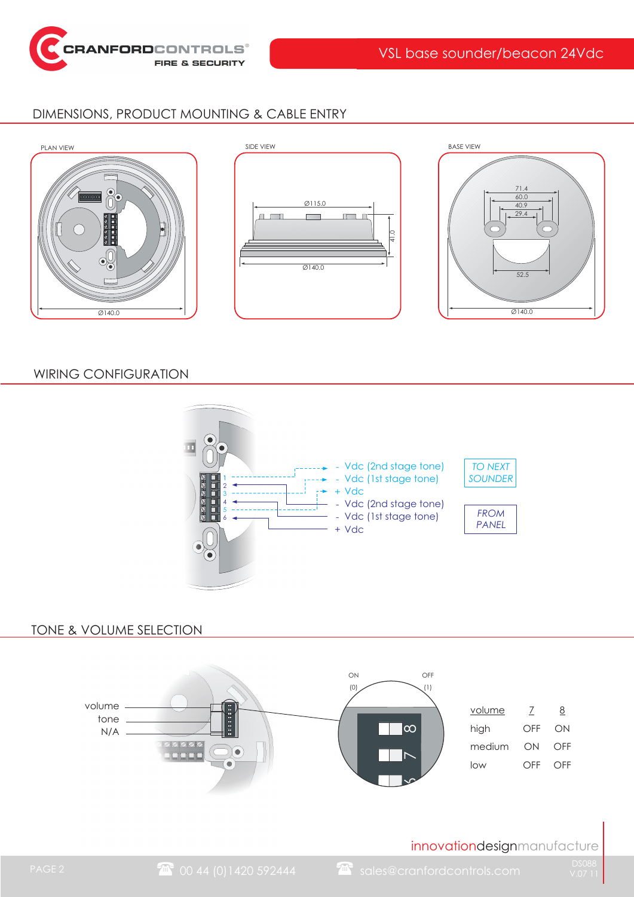VSL base sounder/beacon 24Vdc

## DIMENSIONS, PRODUCT MOUNTING & CABLE ENTRY

PLAN VIEW

Ø140.0

SIDE VIEW

Ø115.0

41.0

Ø140.0

BASE VIEW

71.4
60.0
40.9
29.4

52.5

Ø140.0

## WIRING CONFIGURATION

1
2
3
4
5
6

- Vdc (2nd stage tone)
- Vdc (1st stage tone)
+ Vdc

*TO NEXT SOUNDER*

- Vdc (2nd stage tone)
- Vdc (1st stage tone)
+ Vdc

*FROM PANEL*

## TONE & VOLUME SELECTION

volume
tone
N/A

ON (0) OFF (1)

| volume | 7 | 8 |
|---|---|---|
| high | OFF | ON |
| medium | ON | OFF |
| low | OFF | OFF |

innovationdesignmanufacture

00 44 (0)1420 592444 sales@cranfordcontrols.com

DS088 V.07 11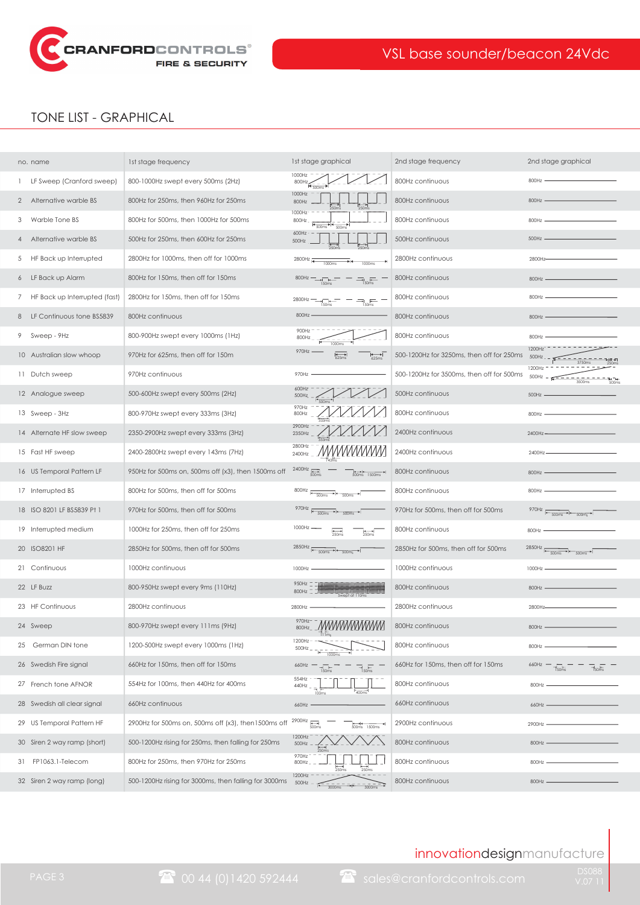# VSL base sounder/beacon 24Vdc

## TONE LIST - GRAPHICAL

| no. | name | 1st stage frequency | 1st stage graphical | 2nd stage frequency | 2nd stage graphical |
|---|---|---|---|---|---|
| 1 | LF Sweep (Cranford sweep) | 800-1000Hz swept every 500ms (2Hz) | 1000Hz 800Hz 500ms | 800Hz continuous | 800Hz |
| 2 | Alternative warble BS | 800Hz for 250ms, then 960Hz for 250ms | 1000Hz 800Hz 250ms 250ms | 800Hz continuous | 800Hz |
| 3 | Warble Tone BS | 800Hz for 500ms, then 1000Hz for 500ms | 1000Hz 800Hz 500ms 500ms | 800Hz continuous | 800Hz |
| 4 | Alternative warble BS | 500Hz for 250ms, then 600Hz for 250ms | 600Hz 500Hz 250ms 250ms | 500Hz continuous | 500Hz |
| 5 | HF Back up Interrupted | 2800Hz for 1000ms, then off for 1000ms | 2800Hz 1000ms 1000ms | 2800Hz continuous | 2800Hz |
| 6 | LF Back up Alarm | 800Hz for 150ms, then off for 150ms | 800Hz 150ms 150ms | 800Hz continuous | 800Hz |
| 7 | HF Back up Interrupted (fast) | 2800Hz for 150ms, then off for 150ms | 2800Hz 150ms 150ms | 800Hz continuous | 800Hz |
| 8 | LF Continuous tone BS5839 | 800Hz continuous | 800Hz | 800Hz continuous | 800Hz |
| 9 | Sweep - 9Hz | 800-900Hz swept every 1000ms (1Hz) | 900Hz 800Hz 1000ms | 800Hz continuous | 800Hz |
| 10 | Australian slow whoop | 970Hz for 625ms, then off for 150m | 970Hz 625ms 625ms | 500-1200Hz for 3250ms, then off for 250ms | 1200Hz 500Hz 3750ms 250ms |
| 11 | Dutch sweep | 970Hz continuous | 970Hz | 500-1200Hz for 3500ms, then off for 500ms | 1200Hz 500Hz 3500ms 500ms |
| 12 | Analogue sweep | 500-600Hz swept every 500ms (2Hz) | 600Hz 500Hz 500ms | 500Hz continuous | 500Hz |
| 13 | Sweep - 3Hz | 800-970Hz swept every 333ms (3Hz) | 970Hz 800Hz 333ms | 800Hz continuous | 800Hz |
| 14 | Alternate HF slow sweep | 2350-2900Hz swept every 333ms (3Hz) | 2900Hz 2350Hz 333ms | 2400Hz continuous | 2400Hz |
| 15 | Fast HF sweep | 2400-2800Hz swept every 143ms (7Hz) | 2800Hz 2400Hz 143ms | 2400Hz continuous | 2400Hz |
| 16 | US Temporal Pattern LF | 950Hz for 500ms on, 500ms off (x3), then 1500ms off | 2400Hz 500ms 500ms 1500ms | 800Hz continuous | 800Hz |
| 17 | Interrupted BS | 800Hz for 500ms, then off for 500ms | 800Hz 500ms 500ms | 800Hz continuous | 800Hz |
| 18 | ISO 8201 LF BS5839 Pt 1 | 970Hz for 500ms, then off for 500ms | 970Hz 500ms 500ms | 970Hz for 500ms, then off for 500ms | 970Hz 500ms 500ms |
| 19 | Interrupted medium | 1000Hz for 250ms, then off for 250ms | 1000Hz 250ms 250ms | 800Hz continuous | 800Hz |
| 20 | ISO8201 HF | 2850Hz for 500ms, then off for 500ms | 2850Hz 500ms 500ms | 2850Hz for 500ms, then off for 500ms | 2850Hz 500ms 500ms |
| 21 | Continuous | 1000Hz continuous | 1000Hz | 1000Hz continuous | 1000Hz |
| 22 | LF Buzz | 800-950Hz swept every 9ms (110Hz) | 950Hz 800Hz Swept at 110ms | 800Hz continuous | 800Hz |
| 23 | HF Continuous | 2800Hz continuous | 2800Hz | 2800Hz continuous | 2800Hz |
| 24 | Sweep | 800-970Hz swept every 111ms (9Hz) | 970Hz 800Hz 111ms | 800Hz continuous | 800Hz |
| 25 | German DIN tone | 1200-500Hz swept every 1000ms (1Hz) | 1200Hz 500Hz 1000ms | 800Hz continuous | 800Hz |
| 26 | Swedish Fire signal | 660Hz for 150ms, then off for 150ms | 660Hz 150ms 150ms | 660Hz for 150ms, then off for 150ms | 660Hz 150ms 150ms |
| 27 | French tone AFNOR | 554Hz for 100ms, then 440Hz for 400ms | 554Hz 440Hz 100ms 400ms | 800Hz continuous | 800Hz |
| 28 | Swedish all clear signal | 660Hz continuous | 660Hz | 660Hz continuous | 660Hz |
| 29 | US Temporal Pattern HF | 2900Hz for 500ms on, 500ms off (x3), then1500ms off | 2900Hz 500ms 500ms 1500ms | 2900Hz continuous | 2900Hz |
| 30 | Siren 2 way ramp (short) | 500-1200Hz rising for 250ms, then falling for 250ms | 1200Hz 500Hz 250ms | 800Hz continuous | 800Hz |
| 31 | FP1063.1-Telecom | 800Hz for 250ms, then 970Hz for 250ms | 970Hz 800Hz 250ms 250ms | 800Hz continuous | 800Hz |
| 32 | Siren 2 way ramp (long) | 500-1200Hz rising for 3000ms, then falling for 3000ms | 1200Hz 500Hz 3000ms 3000ms | 800Hz continuous | 800Hz |

innovationdesignmanufacture

00 44 (0)1420 592444 sales@cranfordcontrols.com

DS088 V.07 11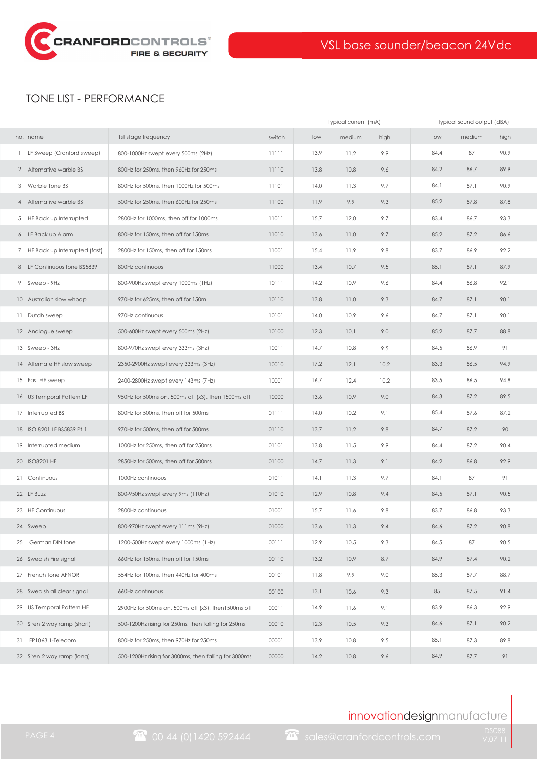# TONE LIST - PERFORMANCE

| no. | name | 1st stage frequency | switch | typical current (mA) low | typical current (mA) medium | typical current (mA) high | typical sound output (dBA) low | typical sound output (dBA) medium | typical sound output (dBA) high |
|---|---|---|---|---|---|---|---|---|---|
| 1 | LF Sweep (Cranford sweep) | 800-1000Hz swept every 500ms (2Hz) | 11111 | 13.9 | 11.2 | 9.9 | 84.4 | 87 | 90.9 |
| 2 | Alternative warble BS | 800Hz for 250ms, then 960Hz for 250ms | 11110 | 13.8 | 10.8 | 9.6 | 84.2 | 86.7 | 89.9 |
| 3 | Warble Tone BS | 800Hz for 500ms, then 1000Hz for 500ms | 11101 | 14.0 | 11.3 | 9.7 | 84.1 | 87.1 | 90.9 |
| 4 | Alternative warble BS | 500Hz for 250ms, then 600Hz for 250ms | 11100 | 11.9 | 9.9 | 9.3 | 85.2 | 87.8 | 87.8 |
| 5 | HF Back up Interrupted | 2800Hz for 1000ms, then off for 1000ms | 11011 | 15.7 | 12.0 | 9.7 | 83.4 | 86.7 | 93.3 |
| 6 | LF Back up Alarm | 800Hz for 150ms, then off for 150ms | 11010 | 13.6 | 11.0 | 9.7 | 85.2 | 87.2 | 86.6 |
| 7 | HF Back up Interrupted (fast) | 2800Hz for 150ms, then off for 150ms | 11001 | 15.4 | 11.9 | 9.8 | 83.7 | 86.9 | 92.2 |
| 8 | LF Continuous tone BS5839 | 800Hz continuous | 11000 | 13.4 | 10.7 | 9.5 | 85.1 | 87.1 | 87.9 |
| 9 | Sweep - 9Hz | 800-900Hz swept every 1000ms (1Hz) | 10111 | 14.2 | 10.9 | 9.6 | 84.4 | 86.8 | 92.1 |
| 10 | Australian slow whoop | 970Hz for 625ms, then off for 150m | 10110 | 13.8 | 11.0 | 9.3 | 84.7 | 87.1 | 90.1 |
| 11 | Dutch sweep | 970Hz continuous | 10101 | 14.0 | 10.9 | 9.6 | 84.7 | 87.1 | 90.1 |
| 12 | Analogue sweep | 500-600Hz swept every 500ms (2Hz) | 10100 | 12.3 | 10.1 | 9.0 | 85.2 | 87.7 | 88.8 |
| 13 | Sweep - 3Hz | 800-970Hz swept every 333ms (3Hz) | 10011 | 14.7 | 10.8 | 9.5 | 84.5 | 86.9 | 91 |
| 14 | Alternate HF slow sweep | 2350-2900Hz swept every 333ms (3Hz) | 10010 | 17.2 | 12.1 | 10.2 | 83.3 | 86.5 | 94.9 |
| 15 | Fast HF sweep | 2400-2800Hz swept every 143ms (7Hz) | 10001 | 16.7 | 12.4 | 10.2 | 83.5 | 86.5 | 94.8 |
| 16 | US Temporal Pattern LF | 950Hz for 500ms on, 500ms off (x3), then 1500ms off | 10000 | 13.6 | 10.9 | 9.0 | 84.3 | 87.2 | 89.5 |
| 17 | Interrupted BS | 800Hz for 500ms, then off for 500ms | 01111 | 14.0 | 10.2 | 9.1 | 85.4 | 87.6 | 87.2 |
| 18 | ISO 8201 LF BS5839 Pt 1 | 970Hz for 500ms, then off for 500ms | 01110 | 13.7 | 11.2 | 9.8 | 84.7 | 87.2 | 90 |
| 19 | Interrupted medium | 1000Hz for 250ms, then off for 250ms | 01101 | 13.8 | 11.5 | 9.9 | 84.4 | 87.2 | 90.4 |
| 20 | ISO8201 HF | 2850Hz for 500ms, then off for 500ms | 01100 | 14.7 | 11.3 | 9.1 | 84.2 | 86.8 | 92.9 |
| 21 | Continuous | 1000Hz continuous | 01011 | 14.1 | 11.3 | 9.7 | 84.1 | 87 | 91 |
| 22 | LF Buzz | 800-950Hz swept every 9ms (110Hz) | 01010 | 12.9 | 10.8 | 9.4 | 84.5 | 87.1 | 90.5 |
| 23 | HF Continuous | 2800Hz continuous | 01001 | 15.7 | 11.6 | 9.8 | 83.7 | 86.8 | 93.3 |
| 24 | Sweep | 800-970Hz swept every 111ms (9Hz) | 01000 | 13.6 | 11.3 | 9.4 | 84.6 | 87.2 | 90.8 |
| 25 | German DIN tone | 1200-500Hz swept every 1000ms (1Hz) | 00111 | 12.9 | 10.5 | 9.3 | 84.5 | 87 | 90.5 |
| 26 | Swedish Fire signal | 660Hz for 150ms, then off for 150ms | 00110 | 13.2 | 10.9 | 8.7 | 84.9 | 87.4 | 90.2 |
| 27 | French tone AFNOR | 554Hz for 100ms, then 440Hz for 400ms | 00101 | 11.8 | 9.9 | 9.0 | 85.3 | 87.7 | 88.7 |
| 28 | Swedish all clear signal | 660Hz continuous | 00100 | 13.1 | 10.6 | 9.3 | 85 | 87.5 | 91.4 |
| 29 | US Temporal Pattern HF | 2900Hz for 500ms on, 500ms off (x3), then1500ms off | 00011 | 14.9 | 11.6 | 9.1 | 83.9 | 86.3 | 92.9 |
| 30 | Siren 2 way ramp (short) | 500-1200Hz rising for 250ms, then falling for 250ms | 00010 | 12.3 | 10.5 | 9.3 | 84.6 | 87.1 | 90.2 |
| 31 | FP1063.1-Telecom | 800Hz for 250ms, then 970Hz for 250ms | 00001 | 13.9 | 10.8 | 9.5 | 85.1 | 87.3 | 89.8 |
| 32 | Siren 2 way ramp (long) | 500-1200Hz rising for 3000ms, then falling for 3000ms | 00000 | 14.2 | 10.8 | 9.6 | 84.9 | 87.7 | 91 |

innovationdesignmanufacture

00 44 (0)1420 592444

sales@cranfordcontrols.com

DS088 V.07 11